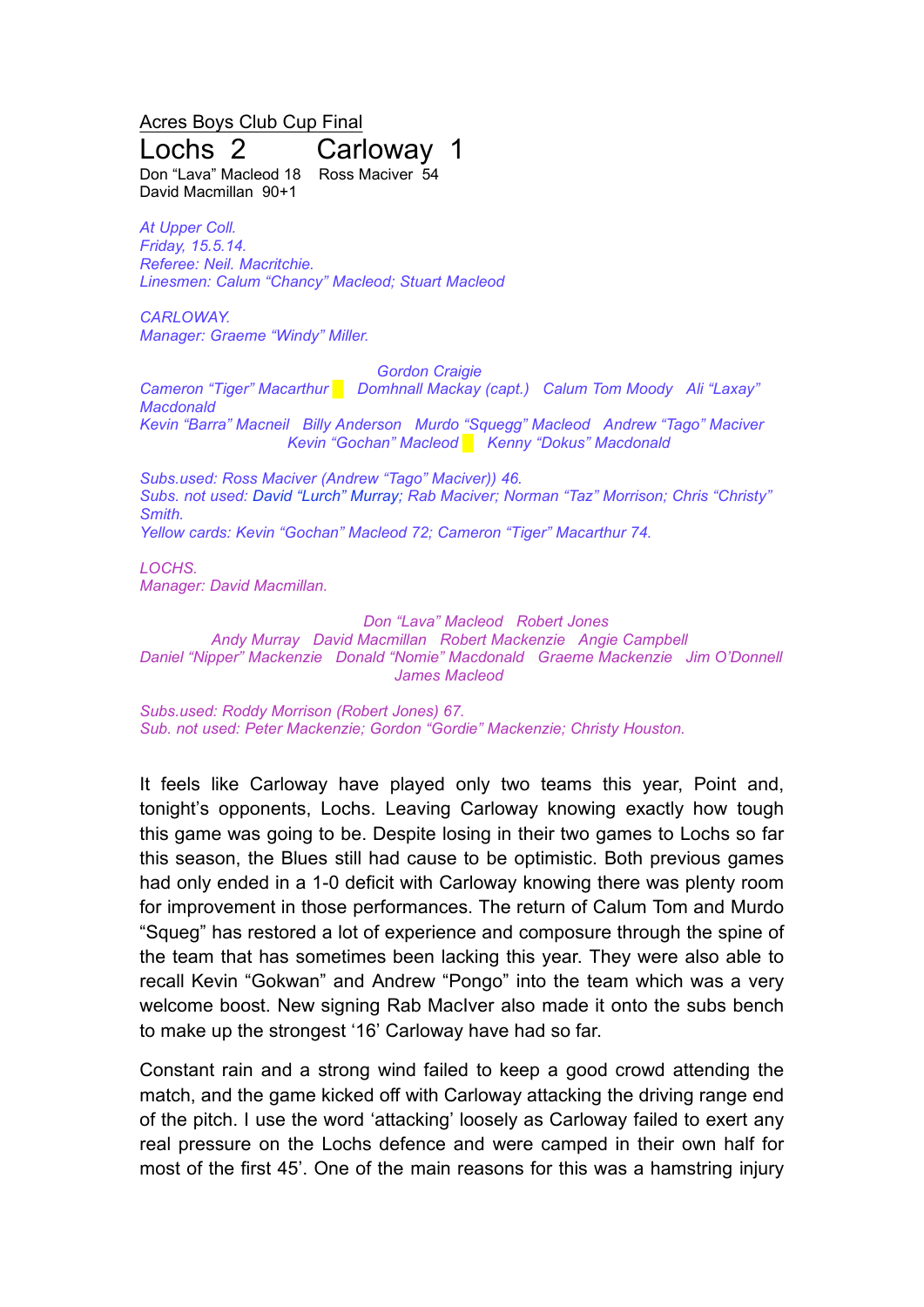Acres Boys Club Cup Final

# Lochs 2 Carloway 1

Don "Lava" Macleod 18 Ross Maciver 54
David Macmillan 90+1

*At Upper Coll.*
*Friday, 15.5.14.*
*Referee: Neil. Macritchie.*
*Linesmen: Calum "Chancy" Macleod; Stuart Macleod*

*CARLOWAY.*
*Manager: Graeme "Windy" Miller.*

*Gordon Craigie*
*Cameron "Tiger" Macarthur ▮ Domhnall Mackay (capt.) Calum Tom Moody Ali "Laxay" Macdonald*
*Kevin "Barra" Macneil Billy Anderson Murdo "Squegg" Macleod Andrew "Tago" Maciver*
*Kevin "Gochan" Macleod ▮ Kenny "Dokus" Macdonald*

*Subs.used: Ross Maciver (Andrew "Tago" Maciver)) 46.*
*Subs. not used: David "Lurch" Murray; Rab Maciver; Norman "Taz" Morrison; Chris "Christy" Smith.*
*Yellow cards: Kevin "Gochan" Macleod 72; Cameron "Tiger" Macarthur 74.*

*LOCHS.*
*Manager: David Macmillan.*

*Don "Lava" Macleod Robert Jones*
*Andy Murray David Macmillan Robert Mackenzie Angie Campbell*
*Daniel "Nipper" Mackenzie Donald "Nomie" Macdonald Graeme Mackenzie Jim O'Donnell*
*James Macleod*

*Subs.used: Roddy Morrison (Robert Jones) 67.*
*Sub. not used: Peter Mackenzie; Gordon "Gordie" Mackenzie; Christy Houston.*

It feels like Carloway have played only two teams this year, Point and, tonight's opponents, Lochs. Leaving Carloway knowing exactly how tough this game was going to be. Despite losing in their two games to Lochs so far this season, the Blues still had cause to be optimistic. Both previous games had only ended in a 1-0 deficit with Carloway knowing there was plenty room for improvement in those performances. The return of Calum Tom and Murdo "Squeg" has restored a lot of experience and composure through the spine of the team that has sometimes been lacking this year. They were also able to recall Kevin "Gokwan" and Andrew "Pongo" into the team which was a very welcome boost. New signing Rab MacIver also made it onto the subs bench to make up the strongest '16' Carloway have had so far.

Constant rain and a strong wind failed to keep a good crowd attending the match, and the game kicked off with Carloway attacking the driving range end of the pitch. I use the word 'attacking' loosely as Carloway failed to exert any real pressure on the Lochs defence and were camped in their own half for most of the first 45'. One of the main reasons for this was a hamstring injury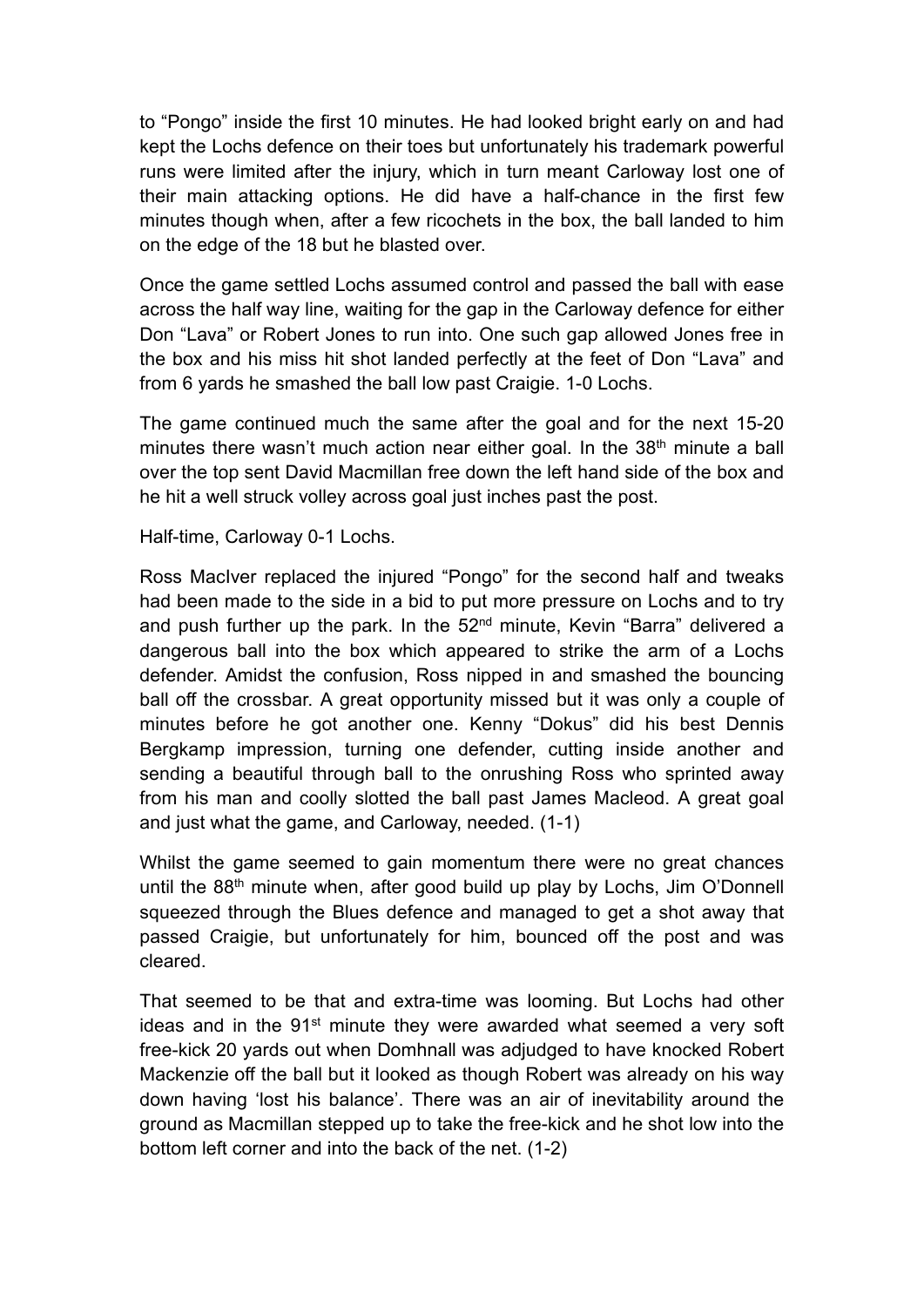to "Pongo" inside the first 10 minutes. He had looked bright early on and had kept the Lochs defence on their toes but unfortunately his trademark powerful runs were limited after the injury, which in turn meant Carloway lost one of their main attacking options. He did have a half-chance in the first few minutes though when, after a few ricochets in the box, the ball landed to him on the edge of the 18 but he blasted over.

Once the game settled Lochs assumed control and passed the ball with ease across the half way line, waiting for the gap in the Carloway defence for either Don "Lava" or Robert Jones to run into. One such gap allowed Jones free in the box and his miss hit shot landed perfectly at the feet of Don "Lava" and from 6 yards he smashed the ball low past Craigie. 1-0 Lochs.

The game continued much the same after the goal and for the next 15-20 minutes there wasn't much action near either goal. In the 38th minute a ball over the top sent David Macmillan free down the left hand side of the box and he hit a well struck volley across goal just inches past the post.

Half-time, Carloway 0-1 Lochs.

Ross MacIver replaced the injured "Pongo" for the second half and tweaks had been made to the side in a bid to put more pressure on Lochs and to try and push further up the park. In the 52nd minute, Kevin "Barra" delivered a dangerous ball into the box which appeared to strike the arm of a Lochs defender. Amidst the confusion, Ross nipped in and smashed the bouncing ball off the crossbar. A great opportunity missed but it was only a couple of minutes before he got another one. Kenny "Dokus" did his best Dennis Bergkamp impression, turning one defender, cutting inside another and sending a beautiful through ball to the onrushing Ross who sprinted away from his man and coolly slotted the ball past James Macleod. A great goal and just what the game, and Carloway, needed. (1-1)

Whilst the game seemed to gain momentum there were no great chances until the 88th minute when, after good build up play by Lochs, Jim O'Donnell squeezed through the Blues defence and managed to get a shot away that passed Craigie, but unfortunately for him, bounced off the post and was cleared.

That seemed to be that and extra-time was looming. But Lochs had other ideas and in the 91st minute they were awarded what seemed a very soft free-kick 20 yards out when Domhnall was adjudged to have knocked Robert Mackenzie off the ball but it looked as though Robert was already on his way down having 'lost his balance'. There was an air of inevitability around the ground as Macmillan stepped up to take the free-kick and he shot low into the bottom left corner and into the back of the net. (1-2)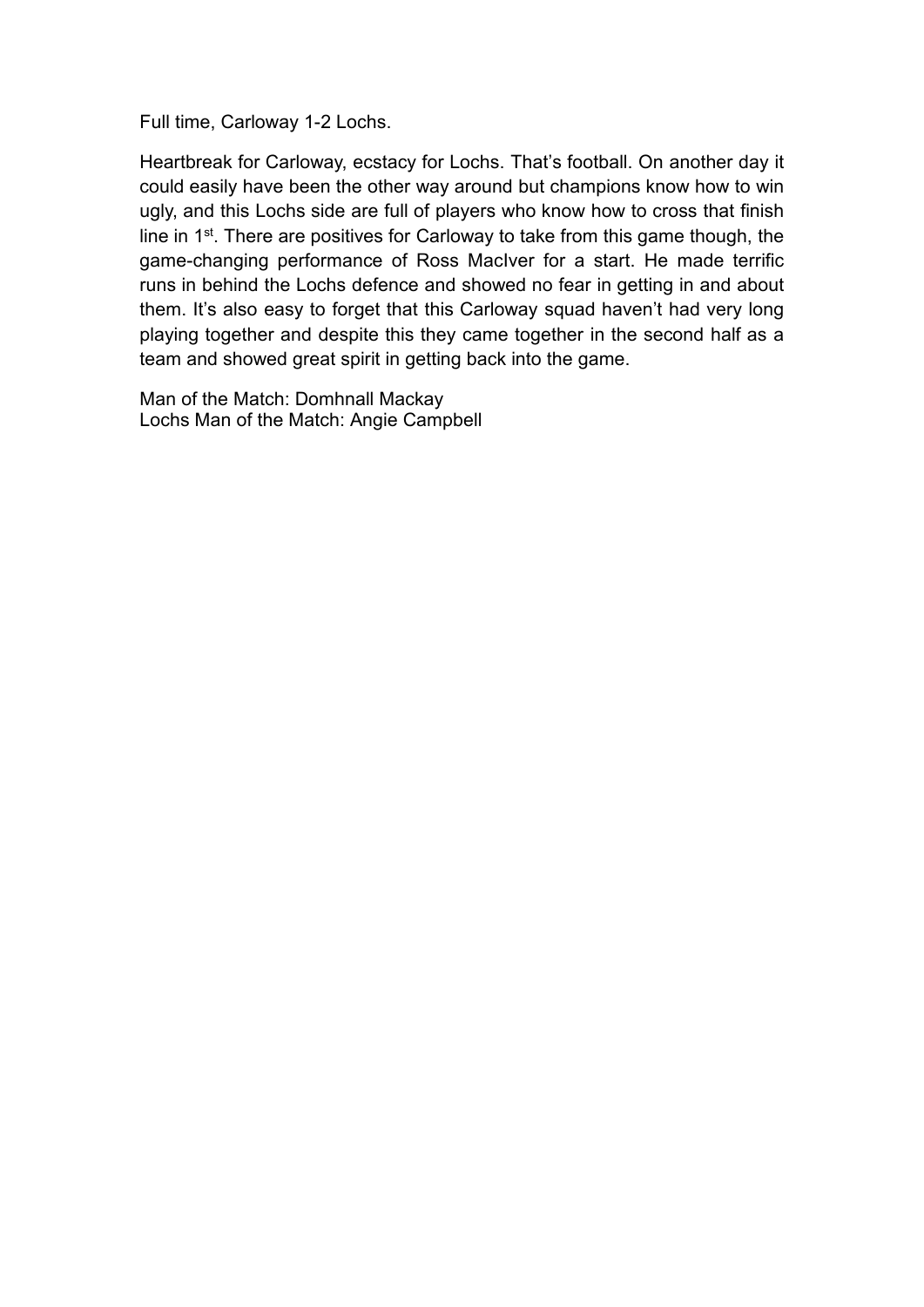Full time, Carloway 1-2 Lochs.

Heartbreak for Carloway, ecstacy for Lochs. That's football. On another day it could easily have been the other way around but champions know how to win ugly, and this Lochs side are full of players who know how to cross that finish line in 1st. There are positives for Carloway to take from this game though, the game-changing performance of Ross MacIver for a start. He made terrific runs in behind the Lochs defence and showed no fear in getting in and about them. It's also easy to forget that this Carloway squad haven't had very long playing together and despite this they came together in the second half as a team and showed great spirit in getting back into the game.

Man of the Match: Domhnall Mackay
Lochs Man of the Match: Angie Campbell